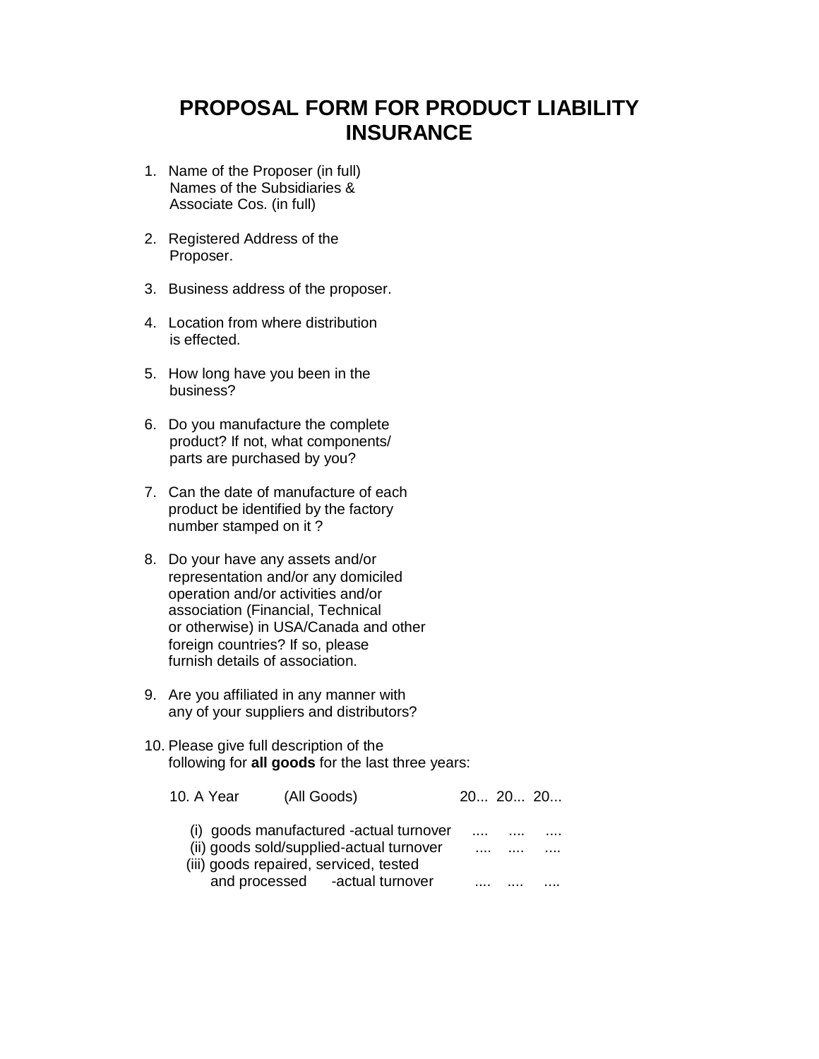# PROPOSAL FORM FOR PRODUCT LIABILITY INSURANCE

1. Name of the Proposer (in full)
   Names of the Subsidiaries & Associate Cos. (in full)

2. Registered Address of the Proposer.

3. Business address of the proposer.

4. Location from where distribution is effected.

5. How long have you been in the business?

6. Do you manufacture the complete product? If not, what components/ parts are purchased by you?

7. Can the date of manufacture of each product be identified by the factory number stamped on it ?

8. Do your have any assets and/or representation and/or any domiciled operation and/or activities and/or association (Financial, Technical or otherwise) in USA/Canada and other foreign countries? If so, please furnish details of association.

9. Are you affiliated in any manner with any of your suppliers and distributors?

10. Please give full description of the following for **all goods** for the last three years:

| 10. A Year (All Goods) | 20... | 20... | 20... |
|---|---|---|---|
| (i) goods manufactured -actual turnover | .... | .... | .... |
| (ii) goods sold/supplied-actual turnover | .... | .... | .... |
| (iii) goods repaired, serviced, tested and processed -actual turnover | .... | .... | .... |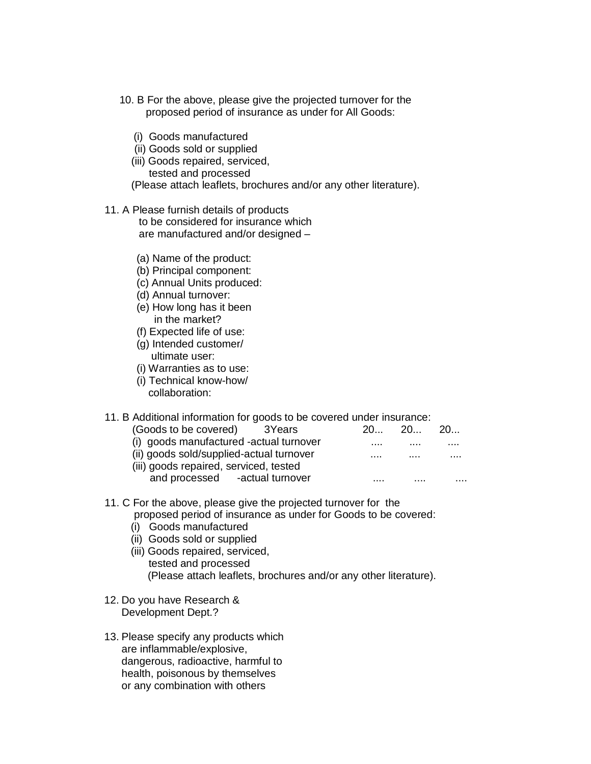10. B For the above, please give the projected turnover for the proposed period of insurance as under for All Goods:

   (i) Goods manufactured
   (ii) Goods sold or supplied
   (iii) Goods repaired, serviced, tested and processed
   (Please attach leaflets, brochures and/or any other literature).

11. A Please furnish details of products to be considered for insurance which are manufactured and/or designed –

   (a) Name of the product:
   (b) Principal component:
   (c) Annual Units produced:
   (d) Annual turnover:
   (e) How long has it been in the market?
   (f) Expected life of use:
   (g) Intended customer/ ultimate user:
   (i) Warranties as to use:
   (i) Technical know-how/ collaboration:

11. B Additional information for goods to be covered under insurance:

| (Goods to be covered) 3Years | 20... | 20... | 20... |
|---|---|---|---|
| (i) goods manufactured -actual turnover | .... | .... | .... |
| (ii) goods sold/supplied-actual turnover | .... | .... | .... |
| (iii) goods repaired, serviced, tested and processed -actual turnover | .... | .... | .... |

11. C For the above, please give the projected turnover for the proposed period of insurance as under for Goods to be covered:
   (i) Goods manufactured
   (ii) Goods sold or supplied
   (iii) Goods repaired, serviced, tested and processed
   (Please attach leaflets, brochures and/or any other literature).

12. Do you have Research & Development Dept.?

13. Please specify any products which are inflammable/explosive, dangerous, radioactive, harmful to health, poisonous by themselves or any combination with others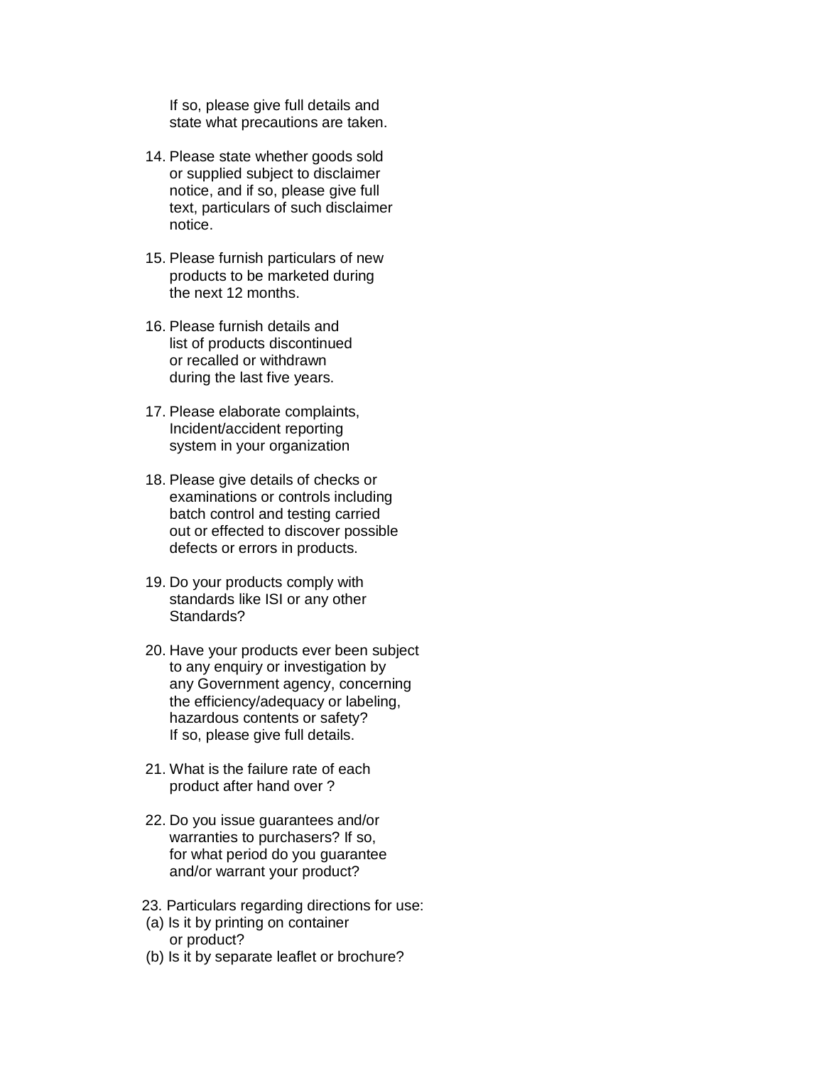If so, please give full details and state what precautions are taken.

14. Please state whether goods sold or supplied subject to disclaimer notice, and if so, please give full text, particulars of such disclaimer notice.

15. Please furnish particulars of new products to be marketed during the next 12 months.

16. Please furnish details and list of products discontinued or recalled or withdrawn during the last five years.

17. Please elaborate complaints, Incident/accident reporting system in your organization

18. Please give details of checks or examinations or controls including batch control and testing carried out or effected to discover possible defects or errors in products.

19. Do your products comply with standards like ISI or any other Standards?

20. Have your products ever been subject to any enquiry or investigation by any Government agency, concerning the efficiency/adequacy or labeling, hazardous contents or safety? If so, please give full details.

21. What is the failure rate of each product after hand over ?

22. Do you issue guarantees and/or warranties to purchasers? If so, for what period do you guarantee and/or warrant your product?

23. Particulars regarding directions for use:
 (a) Is it by printing on container or product?
 (b) Is it by separate leaflet or brochure?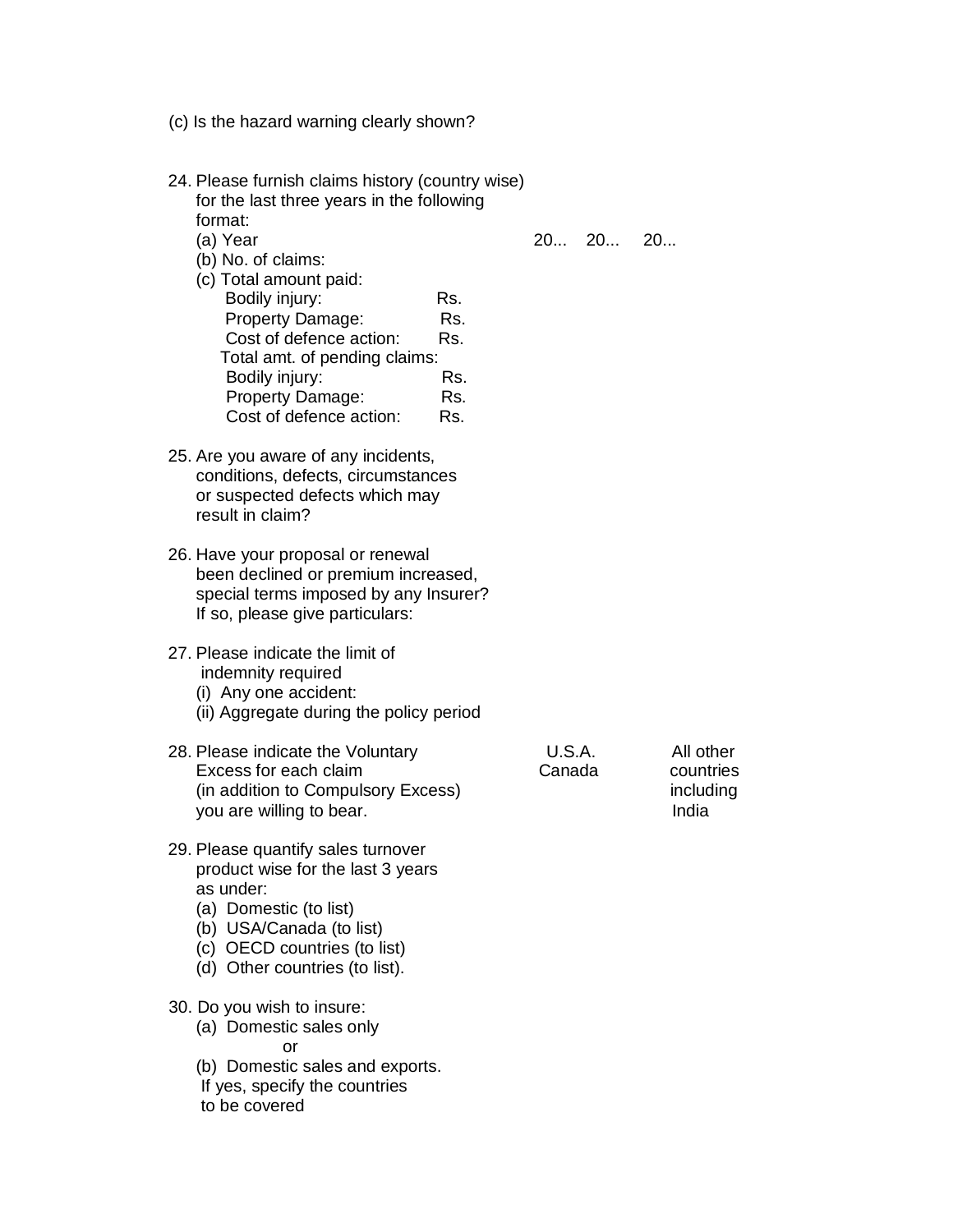(c) Is the hazard warning clearly shown?

24. Please furnish claims history (country wise) for the last three years in the following format:

| | | | |
|---|---|---|---|
| (a) Year | 20... | 20... | 20... |
| (b) No. of claims: | | | |
| (c) Total amount paid: | | | |
| Bodily injury: Rs. | | | |
| Property Damage: Rs. | | | |
| Cost of defence action: Rs. | | | |
| Total amt. of pending claims: | | | |
| Bodily injury: Rs. | | | |
| Property Damage: Rs. | | | |
| Cost of defence action: Rs. | | | |

25. Are you aware of any incidents, conditions, defects, circumstances or suspected defects which may result in claim?

26. Have your proposal or renewal been declined or premium increased, special terms imposed by any Insurer? If so, please give particulars:

27. Please indicate the limit of indemnity required
    (i) Any one accident:
    (ii) Aggregate during the policy period

28. Please indicate the Voluntary Excess for each claim (in addition to Compulsory Excess) you are willing to bear.

| U.S.A. Canada | All other countries including India |
|---|---|
| | |

29. Please quantify sales turnover product wise for the last 3 years as under:
    (a) Domestic (to list)
    (b) USA/Canada (to list)
    (c) OECD countries (to list)
    (d) Other countries (to list).

30. Do you wish to insure:
    (a) Domestic sales only
    or
    (b) Domestic sales and exports.
    If yes, specify the countries to be covered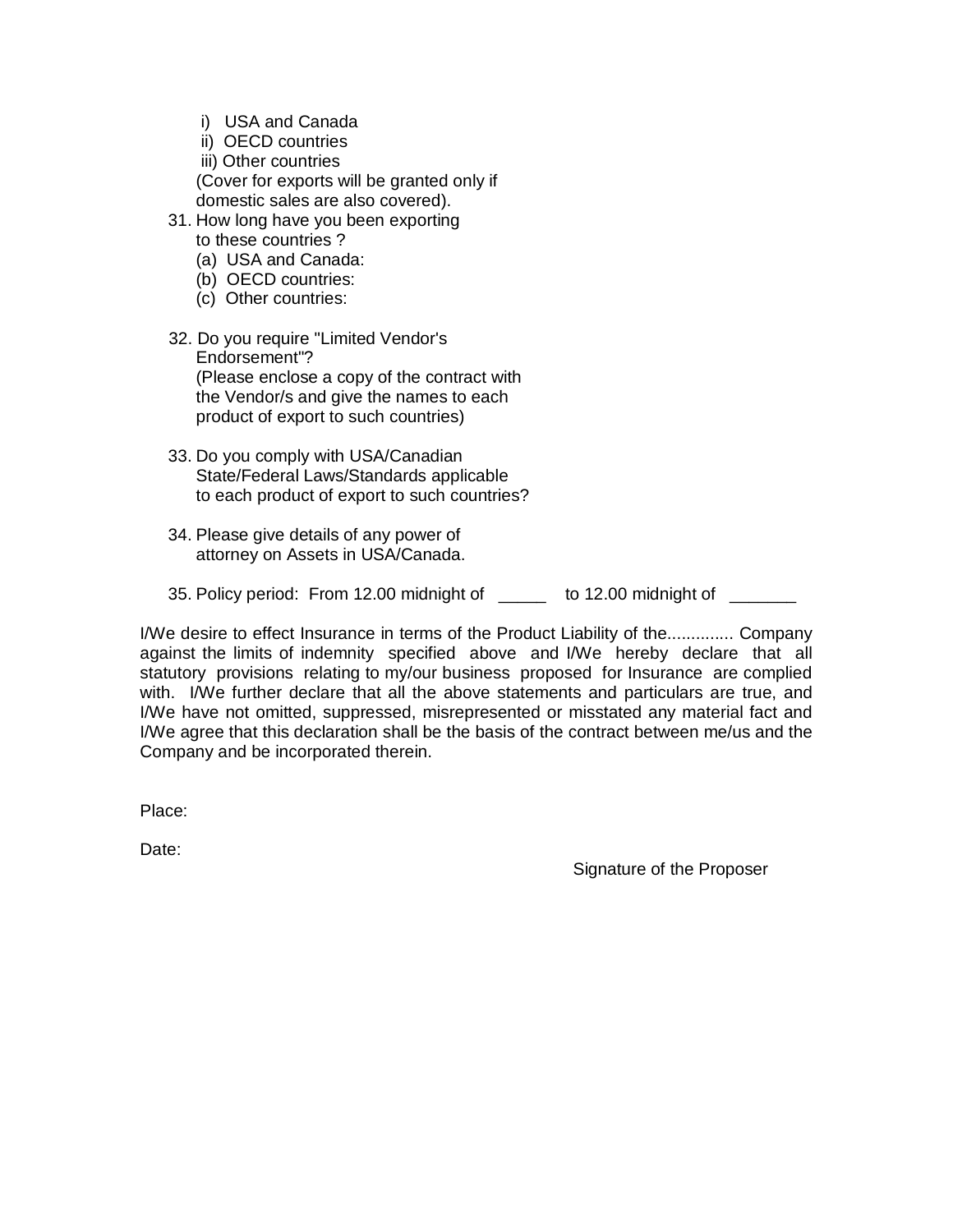i) USA and Canada
ii) OECD countries
iii) Other countries
(Cover for exports will be granted only if domestic sales are also covered).

31. How long have you been exporting to these countries ?
    (a) USA and Canada:
    (b) OECD countries:
    (c) Other countries:

32. Do you require "Limited Vendor's Endorsement"?
    (Please enclose a copy of the contract with the Vendor/s and give the names to each product of export to such countries)

33. Do you comply with USA/Canadian State/Federal Laws/Standards applicable to each product of export to such countries?

34. Please give details of any power of attorney on Assets in USA/Canada.

35. Policy period: From 12.00 midnight of _____ to 12.00 midnight of _______

I/We desire to effect Insurance in terms of the Product Liability of the............. Company against the limits of indemnity specified above and I/We hereby declare that all statutory provisions relating to my/our business proposed for Insurance are complied with. I/We further declare that all the above statements and particulars are true, and I/We have not omitted, suppressed, misrepresented or misstated any material fact and I/We agree that this declaration shall be the basis of the contract between me/us and the Company and be incorporated therein.

Place:

Date:

Signature of the Proposer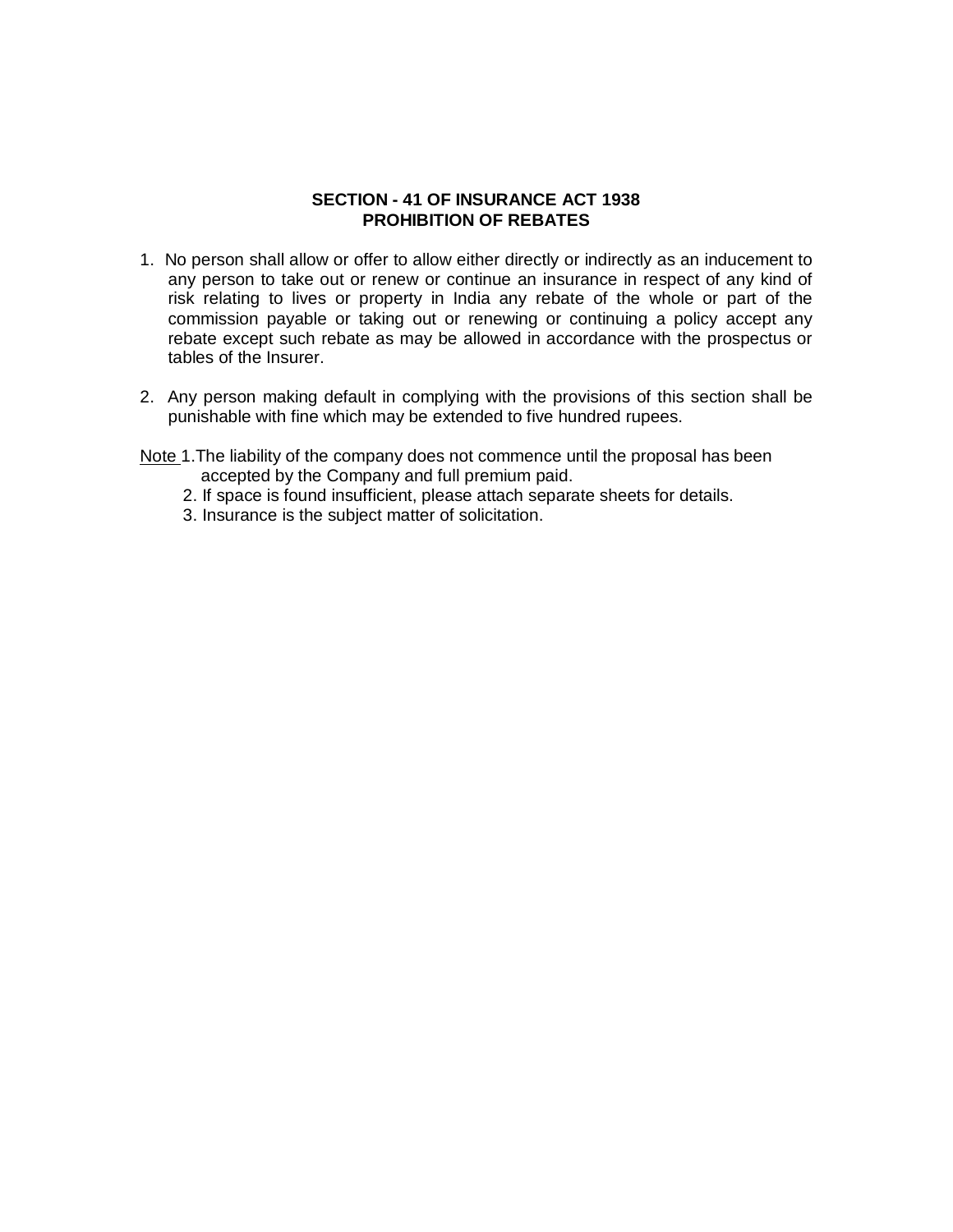**SECTION - 41 OF INSURANCE ACT 1938**
**PROHIBITION OF REBATES**

1. No person shall allow or offer to allow either directly or indirectly as an inducement to any person to take out or renew or continue an insurance in respect of any kind of risk relating to lives or property in India any rebate of the whole or part of the commission payable or taking out or renewing or continuing a policy accept any rebate except such rebate as may be allowed in accordance with the prospectus or tables of the Insurer.

2. Any person making default in complying with the provisions of this section shall be punishable with fine which may be extended to five hundred rupees.

Note 1. The liability of the company does not commence until the proposal has been accepted by the Company and full premium paid.
2. If space is found insufficient, please attach separate sheets for details.
3. Insurance is the subject matter of solicitation.